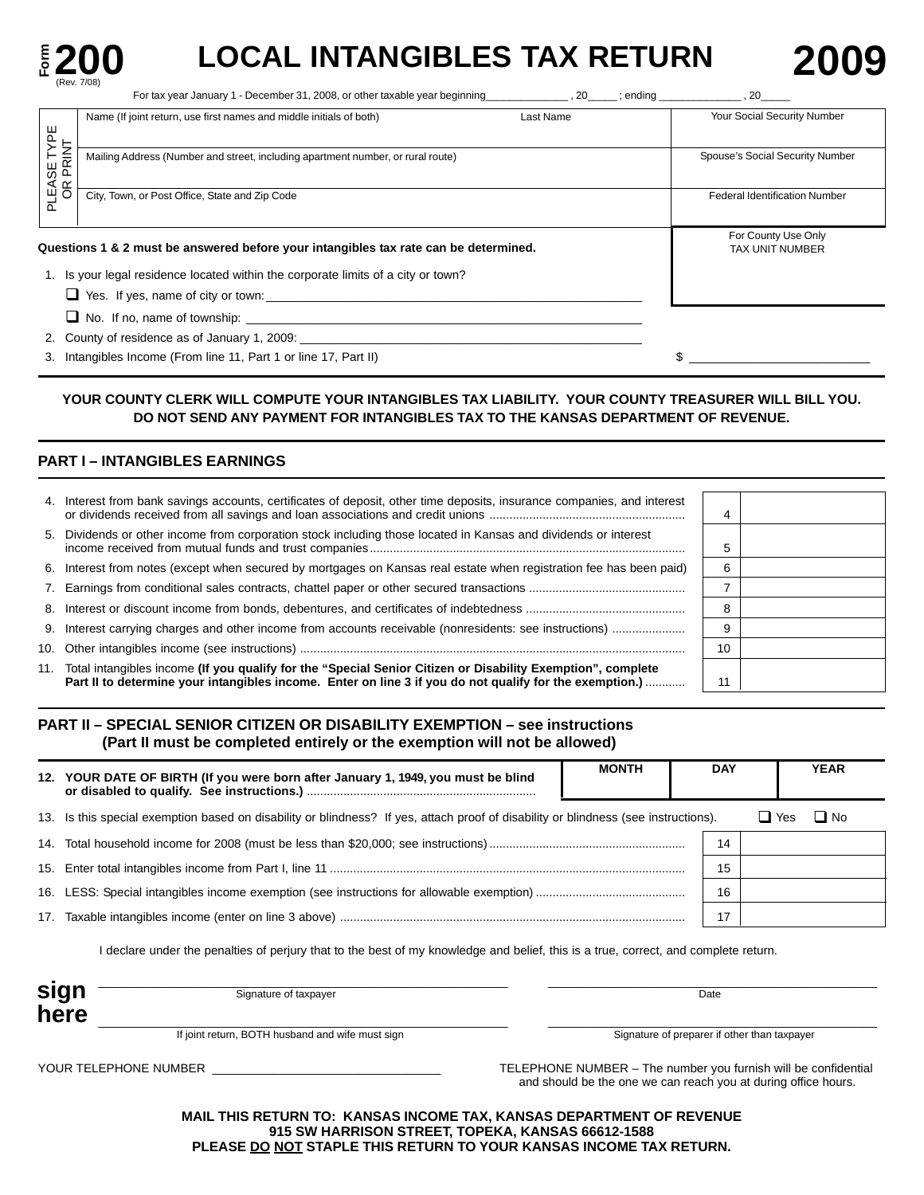# Form 200 (Rev. 7/08) LOCAL INTANGIBLES TAX RETURN 2009

For tax year January 1 - December 31, 2008, or other taxable year beginning______________ , 20_____ ; ending ______________ , 20_____

| PLEASE TYPE OR PRINT | | |
|---|---|---|
| Name (If joint return, use first names and middle initials of both) | Last Name | Your Social Security Number |
| Mailing Address (Number and street, including apartment number, or rural route) | | Spouse's Social Security Number |
| City, Town, or Post Office, State and Zip Code | | Federal Identification Number |

**Questions 1 & 2 must be answered before your intangibles tax rate can be determined.**

For County Use Only
TAX UNIT NUMBER

1. Is your legal residence located within the corporate limits of a city or town?
   - ☐ Yes. If yes, name of city or town: ____________________
   - ☐ No. If no, name of township: ____________________
2. County of residence as of January 1, 2009: ____________________
3. Intangibles Income (From line 11, Part 1 or line 17, Part II) $ ____________________

**YOUR COUNTY CLERK WILL COMPUTE YOUR INTANGIBLES TAX LIABILITY. YOUR COUNTY TREASURER WILL BILL YOU. DO NOT SEND ANY PAYMENT FOR INTANGIBLES TAX TO THE KANSAS DEPARTMENT OF REVENUE.**

## PART I – INTANGIBLES EARNINGS

| Line | Description | No. | Amount |
|---|---|---|---|
| 4. | Interest from bank savings accounts, certificates of deposit, other time deposits, insurance companies, and interest or dividends received from all savings and loan associations and credit unions | 4 | |
| 5. | Dividends or other income from corporation stock including those located in Kansas and dividends or interest income received from mutual funds and trust companies | 5 | |
| 6. | Interest from notes (except when secured by mortgages on Kansas real estate when registration fee has been paid) | 6 | |
| 7. | Earnings from conditional sales contracts, chattel paper or other secured transactions | 7 | |
| 8. | Interest or discount income from bonds, debentures, and certificates of indebtedness | 8 | |
| 9. | Interest carrying charges and other income from accounts receivable (nonresidents: see instructions) | 9 | |
| 10. | Other intangibles income (see instructions) | 10 | |
| 11. | Total intangibles income **(If you qualify for the "Special Senior Citizen or Disability Exemption", complete Part II to determine your intangibles income. Enter on line 3 if you do not qualify for the exemption.)** | 11 | |

## PART II – SPECIAL SENIOR CITIZEN OR DISABILITY EXEMPTION – see instructions
### (Part II must be completed entirely or the exemption will not be allowed)

| | MONTH | DAY | YEAR |
|---|---|---|---|
| **12. YOUR DATE OF BIRTH (If you were born after January 1, 1949, you must be blind or disabled to qualify. See instructions.)** | | | |

13. Is this special exemption based on disability or blindness? If yes, attach proof of disability or blindness (see instructions). ☐ Yes ☐ No

| Line | Description | No. | Amount |
|---|---|---|---|
| 14. | Total household income for 2008 (must be less than $20,000; see instructions) | 14 | |
| 15. | Enter total intangibles income from Part I, line 11 | 15 | |
| 16. | LESS: Special intangibles income exemption (see instructions for allowable exemption) | 16 | |
| 17. | Taxable intangibles income (enter on line 3 above) | 17 | |

I declare under the penalties of perjury that to the best of my knowledge and belief, this is a true, correct, and complete return.

**sign here**

Signature of taxpayer ____________________ Date ____________________

If joint return, BOTH husband and wife must sign ____________________ Signature of preparer if other than taxpayer ____________________

YOUR TELEPHONE NUMBER ____________________

TELEPHONE NUMBER – The number you furnish will be confidential and should be the one we can reach you at during office hours.

**MAIL THIS RETURN TO: KANSAS INCOME TAX, KANSAS DEPARTMENT OF REVENUE**
**915 SW HARRISON STREET, TOPEKA, KANSAS 66612-1588**
**PLEASE DO NOT STAPLE THIS RETURN TO YOUR KANSAS INCOME TAX RETURN.**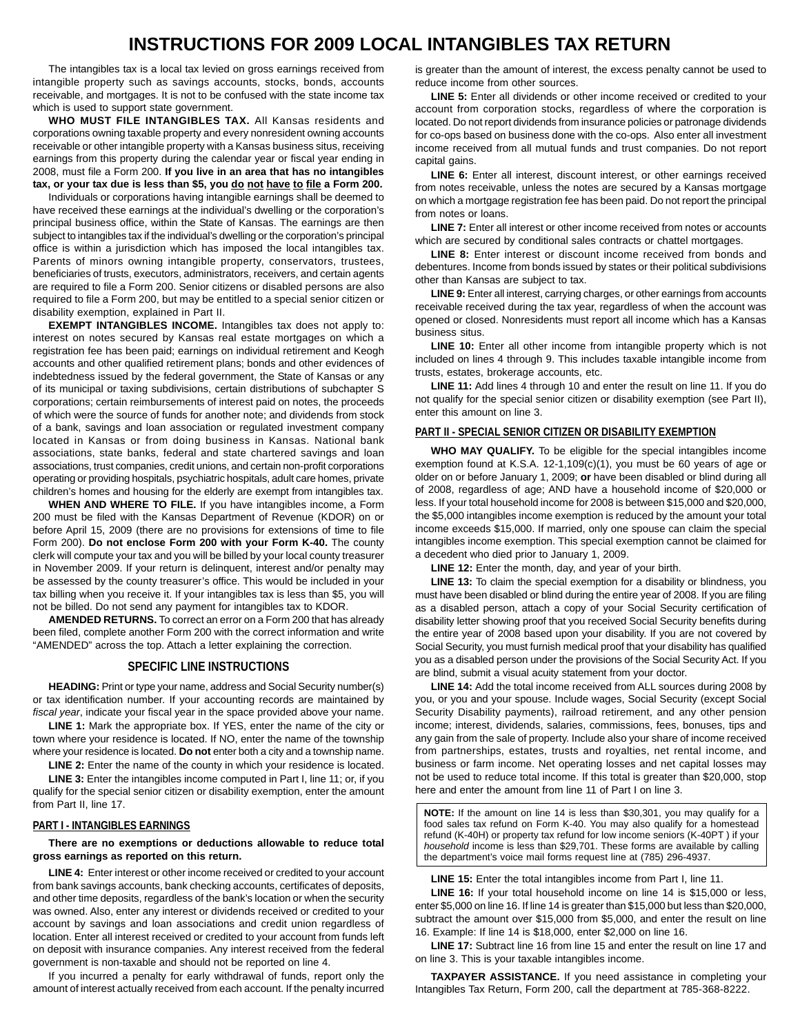# INSTRUCTIONS FOR 2009 LOCAL INTANGIBLES TAX RETURN

The intangibles tax is a local tax levied on gross earnings received from intangible property such as savings accounts, stocks, bonds, accounts receivable, and mortgages. It is not to be confused with the state income tax which is used to support state government.

**WHO MUST FILE INTANGIBLES TAX.** All Kansas residents and corporations owning taxable property and every nonresident owning accounts receivable or other intangible property with a Kansas business situs, receiving earnings from this property during the calendar year or fiscal year ending in 2008, must file a Form 200. **If you live in an area that has no intangibles tax, or your tax due is less than $5, you do not have to file a Form 200.**

Individuals or corporations having intangible earnings shall be deemed to have received these earnings at the individual's dwelling or the corporation's principal business office, within the State of Kansas. The earnings are then subject to intangibles tax if the individual's dwelling or the corporation's principal office is within a jurisdiction which has imposed the local intangibles tax. Parents of minors owning intangible property, conservators, trustees, beneficiaries of trusts, executors, administrators, receivers, and certain agents are required to file a Form 200. Senior citizens or disabled persons are also required to file a Form 200, but may be entitled to a special senior citizen or disability exemption, explained in Part II.

**EXEMPT INTANGIBLES INCOME.** Intangibles tax does not apply to: interest on notes secured by Kansas real estate mortgages on which a registration fee has been paid; earnings on individual retirement and Keogh accounts and other qualified retirement plans; bonds and other evidences of indebtedness issued by the federal government, the State of Kansas or any of its municipal or taxing subdivisions, certain distributions of subchapter S corporations; certain reimbursements of interest paid on notes, the proceeds of which were the source of funds for another note; and dividends from stock of a bank, savings and loan association or regulated investment company located in Kansas or from doing business in Kansas. National bank associations, state banks, federal and state chartered savings and loan associations, trust companies, credit unions, and certain non-profit corporations operating or providing hospitals, psychiatric hospitals, adult care homes, private children's homes and housing for the elderly are exempt from intangibles tax.

**WHEN AND WHERE TO FILE.** If you have intangibles income, a Form 200 must be filed with the Kansas Department of Revenue (KDOR) on or before April 15, 2009 (there are no provisions for extensions of time to file Form 200). **Do not enclose Form 200 with your Form K-40.** The county clerk will compute your tax and you will be billed by your local county treasurer in November 2009. If your return is delinquent, interest and/or penalty may be assessed by the county treasurer's office. This would be included in your tax billing when you receive it. If your intangibles tax is less than $5, you will not be billed. Do not send any payment for intangibles tax to KDOR.

**AMENDED RETURNS.** To correct an error on a Form 200 that has already been filed, complete another Form 200 with the correct information and write "AMENDED" across the top. Attach a letter explaining the correction.

## SPECIFIC LINE INSTRUCTIONS

**HEADING:** Print or type your name, address and Social Security number(s) or tax identification number. If your accounting records are maintained by *fiscal year*, indicate your fiscal year in the space provided above your name.

**LINE 1:** Mark the appropriate box. If YES, enter the name of the city or town where your residence is located. If NO, enter the name of the township where your residence is located. **Do not** enter both a city and a township name.

**LINE 2:** Enter the name of the county in which your residence is located.

**LINE 3:** Enter the intangibles income computed in Part I, line 11; or, if you qualify for the special senior citizen or disability exemption, enter the amount from Part II, line 17.

### PART I - INTANGIBLES EARNINGS

**There are no exemptions or deductions allowable to reduce total gross earnings as reported on this return.**

**LINE 4:** Enter interest or other income received or credited to your account from bank savings accounts, bank checking accounts, certificates of deposits, and other time deposits, regardless of the bank's location or when the security was owned. Also, enter any interest or dividends received or credited to your account by savings and loan associations and credit union regardless of location. Enter all interest received or credited to your account from funds left on deposit with insurance companies. Any interest received from the federal government is non-taxable and should not be reported on line 4.

If you incurred a penalty for early withdrawal of funds, report only the amount of interest actually received from each account. If the penalty incurred is greater than the amount of interest, the excess penalty cannot be used to reduce income from other sources.

**LINE 5:** Enter all dividends or other income received or credited to your account from corporation stocks, regardless of where the corporation is located. Do not report dividends from insurance policies or patronage dividends for co-ops based on business done with the co-ops. Also enter all investment income received from all mutual funds and trust companies. Do not report capital gains.

**LINE 6:** Enter all interest, discount interest, or other earnings received from notes receivable, unless the notes are secured by a Kansas mortgage on which a mortgage registration fee has been paid. Do not report the principal from notes or loans.

**LINE 7:** Enter all interest or other income received from notes or accounts which are secured by conditional sales contracts or chattel mortgages.

**LINE 8:** Enter interest or discount income received from bonds and debentures. Income from bonds issued by states or their political subdivisions other than Kansas are subject to tax.

**LINE 9:** Enter all interest, carrying charges, or other earnings from accounts receivable received during the tax year, regardless of when the account was opened or closed. Nonresidents must report all income which has a Kansas business situs.

**LINE 10:** Enter all other income from intangible property which is not included on lines 4 through 9. This includes taxable intangible income from trusts, estates, brokerage accounts, etc.

**LINE 11:** Add lines 4 through 10 and enter the result on line 11. If you do not qualify for the special senior citizen or disability exemption (see Part II), enter this amount on line 3.

### PART II - SPECIAL SENIOR CITIZEN OR DISABILITY EXEMPTION

**WHO MAY QUALIFY.** To be eligible for the special intangibles income exemption found at K.S.A. 12-1,109(c)(1), you must be 60 years of age or older on or before January 1, 2009; **or** have been disabled or blind during all of 2008, regardless of age; AND have a household income of $20,000 or less. If your total household income for 2008 is between $15,000 and $20,000, the $5,000 intangibles income exemption is reduced by the amount your total income exceeds $15,000. If married, only one spouse can claim the special intangibles income exemption. This special exemption cannot be claimed for a decedent who died prior to January 1, 2009.

**LINE 12:** Enter the month, day, and year of your birth.

**LINE 13:** To claim the special exemption for a disability or blindness, you must have been disabled or blind during the entire year of 2008. If you are filing as a disabled person, attach a copy of your Social Security certification of disability letter showing proof that you received Social Security benefits during the entire year of 2008 based upon your disability. If you are not covered by Social Security, you must furnish medical proof that your disability has qualified you as a disabled person under the provisions of the Social Security Act. If you are blind, submit a visual acuity statement from your doctor.

**LINE 14:** Add the total income received from ALL sources during 2008 by you, or you and your spouse. Include wages, Social Security (except Social Security Disability payments), railroad retirement, and any other pension income; interest, dividends, salaries, commissions, fees, bonuses, tips and any gain from the sale of property. Include also your share of income received from partnerships, estates, trusts and royalties, net rental income, and business or farm income. Net operating losses and net capital losses may not be used to reduce total income. If this total is greater than $20,000, stop here and enter the amount from line 11 of Part I on line 3.

> **NOTE:** If the amount on line 14 is less than $30,301, you may qualify for a food sales tax refund on Form K-40. You may also qualify for a homestead refund (K-40H) or property tax refund for low income seniors (K-40PT ) if your *household* income is less than $29,701. These forms are available by calling the department's voice mail forms request line at (785) 296-4937.

**LINE 15:** Enter the total intangibles income from Part I, line 11.

**LINE 16:** If your total household income on line 14 is $15,000 or less, enter $5,000 on line 16. If line 14 is greater than $15,000 but less than $20,000, subtract the amount over $15,000 from $5,000, and enter the result on line 16. Example: If line 14 is $18,000, enter $2,000 on line 16.

**LINE 17:** Subtract line 16 from line 15 and enter the result on line 17 and on line 3. This is your taxable intangibles income.

**TAXPAYER ASSISTANCE.** If you need assistance in completing your Intangibles Tax Return, Form 200, call the department at 785-368-8222.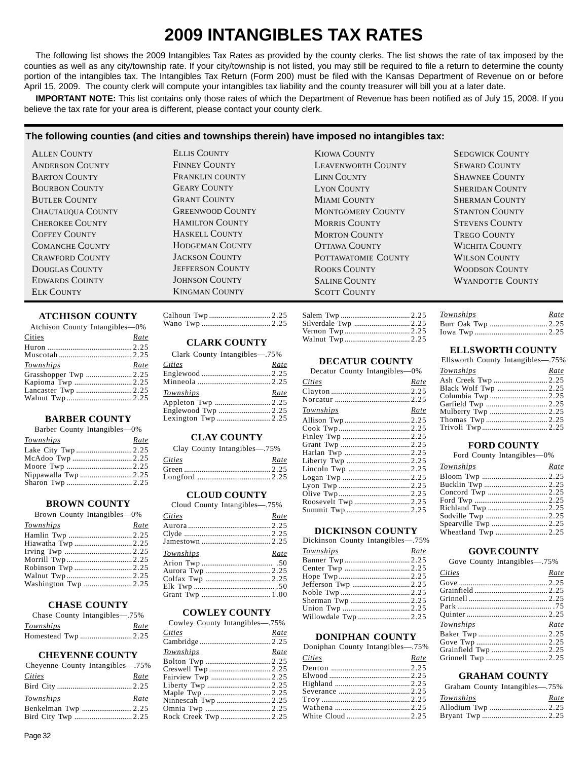# 2009 INTANGIBLES TAX RATES

The following list shows the 2009 Intangibles Tax Rates as provided by the county clerks. The list shows the rate of tax imposed by the counties as well as any city/township rate. If your city/township is not listed, you may still be required to file a return to determine the county portion of the intangibles tax. The Intangibles Tax Return (Form 200) must be filed with the Kansas Department of Revenue on or before April 15, 2009. The county clerk will compute your intangibles tax liability and the county treasurer will bill you at a later date.

**IMPORTANT NOTE:** This list contains only those rates of which the Department of Revenue has been notified as of July 15, 2008. If you believe the tax rate for your area is different, please contact your county clerk.

**The following counties (and cities and townships therein) have imposed no intangibles tax:**

Allen County, Anderson County, Barton County, Bourbon County, Butler County, Chautauqua County, Cherokee County, Coffey County, Comanche County, Crawford County, Douglas County, Edwards County, Elk County, Ellis County, Finney County, Franklin county, Geary County, Grant County, Greenwood County, Hamilton County, Haskell County, Hodgeman County, Jackson County, Jefferson County, Johnson County, Kingman County, Kiowa County, Leavenworth County, Linn County, Lyon County, Miami County, Montgomery County, Morris County, Morton County, Ottawa County, Pottawatomie County, Rooks County, Saline County, Scott County, Sedgwick County, Seward County, Shawnee County, Sheridan County, Sherman County, Stanton County, Stevens County, Trego County, Wichita County, Wilson County, Woodson County, Wyandotte County

### ATCHISON COUNTY

Atchison County Intangibles—0%

| Cities | Rate |
|---|---|
| Huron | 2.25 |
| Muscotah | 2.25 |

| Townships | Rate |
|---|---|
| Grasshopper Twp | 2.25 |
| Kapioma Twp | 2.25 |
| Lancaster Twp | 2.25 |
| Walnut Twp | 2.25 |

### BARBER COUNTY

Barber County Intangibles—0%

| Townships | Rate |
|---|---|
| Lake City Twp | 2.25 |
| McAdoo Twp | 2.25 |
| Moore Twp | 2.25 |
| Nippawalla Twp | 2.25 |
| Sharon Twp | 2.25 |

### BROWN COUNTY

Brown County Intangibles—0%

| Townships | Rate |
|---|---|
| Hamlin Twp | 2.25 |
| Hiawatha Twp | 2.25 |
| Irving Twp | 2.25 |
| Morrill Twp | 2.25 |
| Robinson Twp | 2.25 |
| Walnut Twp | 2.25 |
| Washington Twp | 2.25 |

### CHASE COUNTY

Chase County Intangibles—.75%

| Townships | Rate |
|---|---|
| Homestead Twp | 2.25 |

### CHEYENNE COUNTY

Cheyenne County Intangibles—.75%

| Cities | Rate |
|---|---|
| Bird City | 2.25 |

| Townships | Rate |
|---|---|
| Benkelman Twp | 2.25 |
| Bird City Twp | 2.25 |
| Calhoun Twp | 2.25 |
| Wano Twp | 2.25 |

### CLARK COUNTY

Clark County Intangibles—.75%

| Cities | Rate |
|---|---|
| Englewood | 2.25 |
| Minneola | 2.25 |

| Townships | Rate |
|---|---|
| Appleton Twp | 2.25 |
| Englewood Twp | 2.25 |
| Lexington Twp | 2.25 |

### CLAY COUNTY

Clay County Intangibles—.75%

| Cities | Rate |
|---|---|
| Green | 2.25 |
| Longford | 2.25 |

### CLOUD COUNTY

Cloud County Intangibles—.75%

| Cities | Rate |
|---|---|
| Aurora | 2.25 |
| Clyde | 2.25 |
| Jamestown | 2.25 |

| Townships | Rate |
|---|---|
| Arion Twp | .50 |
| Aurora Twp | 2.25 |
| Colfax Twp | 2.25 |
| Elk Twp | .50 |
| Grant Twp | 1.00 |

### COWLEY COUNTY

Cowley County Intangibles—.75%

| Cities | Rate |
|---|---|
| Cambridge | 2.25 |

| Townships | Rate |
|---|---|
| Bolton Twp | 2.25 |
| Creswell Twp | 2.25 |
| Fairview Twp | 2.25 |
| Liberty Twp | 2.25 |
| Maple Twp | 2.25 |
| Ninnescah Twp | 2.25 |
| Omnia Twp | 2.25 |
| Rock Creek Twp | 2.25 |
| Salem Twp | 2.25 |
| Silverdale Twp | 2.25 |
| Vernon Twp | 2.25 |
| Walnut Twp | 2.25 |

### DECATUR COUNTY

Decatur County Intangibles—0%

| Cities | Rate |
|---|---|
| Clayton | 2.25 |
| Norcatur | 2.25 |

| Townships | Rate |
|---|---|
| Allison Twp | 2.25 |
| Cook Twp | 2.25 |
| Finley Twp | 2.25 |
| Grant Twp | 2.25 |
| Harlan Twp | 2.25 |
| Liberty Twp | 2.25 |
| Lincoln Twp | 2.25 |
| Logan Twp | 2.25 |
| Lyon Twp | 2.25 |
| Olive Twp | 2.25 |
| Roosevelt Twp | 2.25 |
| Summit Twp | 2.25 |

### DICKINSON COUNTY

Dickinson County Intangibles—.75%

| Townships | Rate |
|---|---|
| Banner Twp | 2.25 |
| Center Twp | 2.25 |
| Hope Twp | 2.25 |
| Jefferson Twp | 2.25 |
| Noble Twp | 2.25 |
| Sherman Twp | 2.25 |
| Union Twp | 2.25 |
| Willowdale Twp | 2.25 |

### DONIPHAN COUNTY

Doniphan County Intangibles—.75%

| Cities | Rate |
|---|---|
| Denton | 2.25 |
| Elwood | 2.25 |
| Highland | 2.25 |
| Severance | 2.25 |
| Troy | 2.25 |
| Wathena | 2.25 |
| White Cloud | 2.25 |

| Townships | Rate |
|---|---|
| Burr Oak Twp | 2.25 |
| Iowa Twp | 2.25 |

### ELLSWORTH COUNTY

Ellsworth County Intangibles—.75%

| Townships | Rate |
|---|---|
| Ash Creek Twp | 2.25 |
| Black Wolf Twp | 2.25 |
| Columbia Twp | 2.25 |
| Garfield Twp | 2.25 |
| Mulberry Twp | 2.25 |
| Thomas Twp | 2.25 |
| Trivoli Twp | 2.25 |

### FORD COUNTY

Ford County Intangibles—0%

| Townships | Rate |
|---|---|
| Bloom Twp | 2.25 |
| Bucklin Twp | 2.25 |
| Concord Twp | 2.25 |
| Ford Twp | 2.25 |
| Richland Twp | 2.25 |
| Sodville Twp | 2.25 |
| Spearville Twp | 2.25 |
| Wheatland Twp | 2.25 |

### GOVE COUNTY

Gove County Intangibles—.75%

| Cities | Rate |
|---|---|
| Gove | 2.25 |
| Grainfield | 2.25 |
| Grinnell | 2.25 |
| Park | .75 |
| Quinter | 2.25 |

| Townships | Rate |
|---|---|
| Baker Twp | 2.25 |
| Gove Twp | 2.25 |
| Grainfield Twp | 2.25 |
| Grinnell Twp | 2.25 |

### GRAHAM COUNTY

Graham County Intangibles—.75%

| Townships | Rate |
|---|---|
| Allodium Twp | 2.25 |
| Bryant Twp | 2.25 |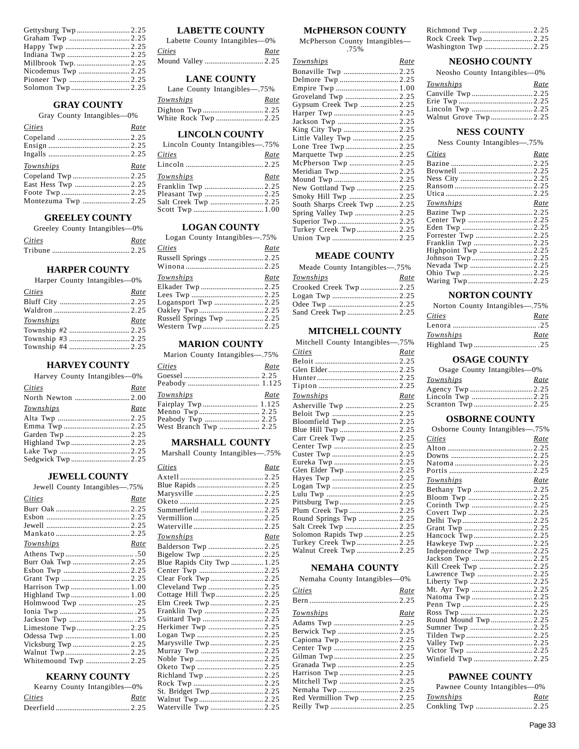| | |
|---|---|
| Gettysburg Twp | 2.25 |
| Graham Twp | 2.25 |
| Happy Twp | 2.25 |
| Indiana Twp | 2.25 |
| Millbrook Twp. | 2.25 |
| Nicodemus Twp | 2.25 |
| Pioneer Twp | 2.25 |
| Solomon Twp | 2.25 |

### GRAY COUNTY

Gray County Intangibles—0%

| *Cities* | *Rate* |
|---|---|
| Copeland | 2.25 |
| Ensign | 2.25 |
| Ingalls | 2.25 |
| *Townships* | *Rate* |
| Copeland Twp | 2.25 |
| East Hess Twp | 2.25 |
| Foote Twp | 2.25 |
| Montezuma Twp | 2.25 |

### GREELEY COUNTY

Greeley County Intangibles—0%

| *Cities* | *Rate* |
|---|---|
| Tribune | 2.25 |

### HARPER COUNTY

Harper County Intangibles—0%

| *Cities* | *Rate* |
|---|---|
| Bluff City | 2.25 |
| Waldron | 2.25 |
| *Townships* | *Rate* |
| Township #2 | 2.25 |
| Township #3 | 2.25 |
| Township #4 | 2.25 |

### HARVEY COUNTY

Harvey County Intangibles—0%

| *Cities* | *Rate* |
|---|---|
| North Newton | 2.00 |
| *Townships* | *Rate* |
| Alta Twp | 2.25 |
| Emma Twp | 2.25 |
| Garden Twp | 2.25 |
| Highland Twp | 2.25 |
| Lake Twp | 2.25 |
| Sedgwick Twp | 2.25 |

### JEWELL COUNTY

Jewell County Intangibles—.75%

| *Cities* | *Rate* |
|---|---|
| Burr Oak | 2.25 |
| Esbon | 2.25 |
| Jewell | 2.25 |
| Mankato | 2.25 |
| *Townships* | *Rate* |
| Athens Twp | .50 |
| Burr Oak Twp | 2.25 |
| Esbon Twp | 2.25 |
| Grant Twp | 2.25 |
| Harrison Twp | 1.00 |
| Highland Twp | 1.00 |
| Holmwood Twp | .25 |
| Ionia Twp | .25 |
| Jackson Twp | .25 |
| Limestone Twp | 2.25 |
| Odessa Twp | 1.00 |
| Vicksburg Twp | 2.25 |
| Walnut Twp | 2.25 |
| Whitemound Twp | 2.25 |

### KEARNY COUNTY

Kearny County Intangibles—0%

| *Cities* | *Rate* |
|---|---|
| Deerfield | 2.25 |

### LABETTE COUNTY

Labette County Intangibles—0%

| *Cities* | *Rate* |
|---|---|
| Mound Valley | 2.25 |

### LANE COUNTY

Lane County Intangibles—.75%

| *Townships* | *Rate* |
|---|---|
| Dighton Twp | 2.25 |
| White Rock Twp | 2.25 |

### LINCOLN COUNTY

Lincoln County Intangibles—.75%

| *Cities* | *Rate* |
|---|---|
| Lincoln | 2.25 |
| *Townships* | *Rate* |
| Franklin Twp | 2.25 |
| Pleasant Twp | 2.25 |
| Salt Creek Twp | 2.25 |
| Scott Twp | 1.00 |

### LOGAN COUNTY

Logan County Intangibles—.75%

| *Cities* | *Rate* |
|---|---|
| Russell Springs | 2.25 |
| Winona | 2.25 |
| *Townships* | *Rate* |
| Elkader Twp | 2.25 |
| Lees Twp | 2.25 |
| Logansport Twp | 2.25 |
| Oakley Twp | 2.25 |
| Russell Springs Twp | 2.25 |
| Western Twp | 2.25 |

### MARION COUNTY

Marion County Intangibles—.75%

| *Cities* | *Rate* |
|---|---|
| Goessel | 2.25 |
| Peabody | 1.125 |
| *Townships* | *Rate* |
| Fairplay Twp | 1.125 |
| Menno Twp | 2.25 |
| Peabody Twp | 2.25 |
| West Branch Twp | 2.25 |

### MARSHALL COUNTY

Marshall County Intangibles—.75%

| *Cities* | *Rate* |
|---|---|
| Axtell | 2.25 |
| Blue Rapids | 2.25 |
| Marysville | 2.25 |
| Oketo | 2.25 |
| Summerfield | 2.25 |
| Vermillion | 2.25 |
| Waterville | 2.25 |
| *Townships* | *Rate* |
| Balderson Twp | 2.25 |
| Bigelow Twp | 2.25 |
| Blue Rapids City Twp | 1.25 |
| Center Twp | 2.25 |
| Clear Fork Twp | 2.25 |
| Cleveland Twp | 2.25 |
| Cottage Hill Twp | 2.25 |
| Elm Creek Twp | 2.25 |
| Franklin Twp | 2.25 |
| Guittard Twp | 2.25 |
| Herkimer Twp | 2.25 |
| Logan Twp | 2.25 |
| Marysville Twp | 2.25 |
| Murray Twp | 2.25 |
| Noble Twp | 2.25 |
| Oketo Twp | 2.25 |
| Richland Twp | 2.25 |
| Rock Twp | 2.25 |
| St. Bridget Twp | 2.25 |
| Walnut Twp | 2.25 |
| Waterville Twp | 2.25 |

### McPHERSON COUNTY

McPherson County Intangibles—.75%

| *Townships* | *Rate* |
|---|---|
| Bonaville Twp | 2.25 |
| Delmore Twp | 2.25 |
| Empire Twp | 1.00 |
| Groveland Twp | 2.25 |
| Gypsum Creek Twp | 2.25 |
| Harper Twp | 2.25 |
| Jackson Twp | 2.25 |
| King City Twp | 2.25 |
| Little Valley Twp | 2.25 |
| Lone Tree Twp | 2.25 |
| Marquette Twp | 2.25 |
| McPherson Twp | 2.25 |
| Meridian Twp | 2.25 |
| Mound Twp | 2.25 |
| New Gottland Twp | 2.25 |
| Smoky Hill Twp | 2.25 |
| South Sharps Creek Twp | 2.25 |
| Spring Valley Twp | 2.25 |
| Superior Twp | 2.25 |
| Turkey Creek Twp | 2.25 |
| Union Twp | 2.25 |

### MEADE COUNTY

Meade County Intangibles—.75%

| *Townships* | *Rate* |
|---|---|
| Crooked Creek Twp | 2.25 |
| Logan Twp | 2.25 |
| Odee Twp | 2.25 |
| Sand Creek Twp | 2.25 |

### MITCHELL COUNTY

Mitchell County Intangibles—.75%

| *Cities* | *Rate* |
|---|---|
| Beloit | 2.25 |
| Glen Elder | 2.25 |
| Hunter | 2.25 |
| Tipton | 2.25 |
| *Townships* | *Rate* |
| Asherville Twp | 2.25 |
| Beloit Twp | 2.25 |
| Bloomfield Twp | 2.25 |
| Blue Hill Twp | 2.25 |
| Carr Creek Twp | 2.25 |
| Center Twp | 2.25 |
| Custer Twp | 2.25 |
| Eureka Twp | 2.25 |
| Glen Elder Twp | 2.25 |
| Hayes Twp | 2.25 |
| Logan Twp | 2.25 |
| Lulu Twp | 2.25 |
| Pittsburg Twp | 2.25 |
| Plum Creek Twp | 2.25 |
| Round Springs Twp | 2.25 |
| Salt Creek Twp | 2.25 |
| Solomon Rapids Twp | 2.25 |
| Turkey Creek Twp | 2.25 |
| Walnut Creek Twp | 2.25 |

### NEMAHA COUNTY

Nemaha County Intangibles—0%

| *Cities* | *Rate* |
|---|---|
| Bern | 2.25 |
| *Townships* | *Rate* |
| Adams Twp | 2.25 |
| Berwick Twp | 2.25 |
| Capioma Twp | 2.25 |
| Center Twp | 2.25 |
| Gilman Twp | 2.25 |
| Granada Twp | 2.25 |
| Harrison Twp | 2.25 |
| Mitchell Twp | 2.25 |
| Nemaha Twp | 2.25 |
| Red Vermillion Twp | 2.25 |
| Reilly Twp | 2.25 |
| Richmond Twp | 2.25 |
| Rock Creek Twp | 2.25 |
| Washington Twp | 2.25 |

### NEOSHO COUNTY

Neosho County Intangibles—0%

| *Townships* | *Rate* |
|---|---|
| Canville Twp | 2.25 |
| Erie Twp | 2.25 |
| Lincoln Twp | 2.25 |
| Walnut Grove Twp | 2.25 |

### NESS COUNTY

Ness County Intangibles—.75%

| *Cities* | *Rate* |
|---|---|
| Bazine | 2.25 |
| Brownell | 2.25 |
| Ness City | 2.25 |
| Ransom | 2.25 |
| Utica | 2.25 |
| *Townships* | *Rate* |
| Bazine Twp | 2.25 |
| Center Twp | 2.25 |
| Eden Twp | 2.25 |
| Forrester Twp | 2.25 |
| Franklin Twp | 2.25 |
| Highpoint Twp | 2.25 |
| Johnson Twp | 2.25 |
| Nevada Twp | 2.25 |
| Ohio Twp | 2.25 |
| Waring Twp | 2.25 |

### NORTON COUNTY

Norton County Intangibles—.75%

| *Cities* | *Rate* |
|---|---|
| Lenora | .25 |
| *Townships* | *Rate* |
| Highland Twp | .25 |

### OSAGE COUNTY

Osage County Intangibles—0%

| *Townships* | *Rate* |
|---|---|
| Agency Twp | 2.25 |
| Lincoln Twp | 2.25 |
| Scranton Twp | 2.25 |

### OSBORNE COUNTY

Osborne County Intangibles—.75%

| *Cities* | *Rate* |
|---|---|
| Alton | 2.25 |
| Downs | 2.25 |
| Natoma | 2.25 |
| Portis | 2.25 |
| *Townships* | *Rate* |
| Bethany Twp | 2.25 |
| Bloom Twp | 2.25 |
| Corinth Twp | 2.25 |
| Covert Twp | 2.25 |
| Delhi Twp | 2.25 |
| Grant Twp | 2.25 |
| Hancock Twp | 2.25 |
| Hawkeye Twp | 2.25 |
| Independence Twp | 2.25 |
| Jackson Twp | 2.25 |
| Kill Creek Twp | 2.25 |
| Lawrence Twp | 2.25 |
| Liberty Twp | 2.25 |
| Mt. Ayr Twp | 2.25 |
| Natoma Twp | 2.25 |
| Penn Twp | 2.25 |
| Ross Twp | 2.25 |
| Round Mound Twp | 2.25 |
| Sumner Twp | 2.25 |
| Tilden Twp | 2.25 |
| Valley Twp | 2.25 |
| Victor Twp | 2.25 |
| Winfield Twp | 2.25 |

### PAWNEE COUNTY

Pawnee County Intangibles—0%

| *Townships* | *Rate* |
|---|---|
| Conkling Twp | 2.25 |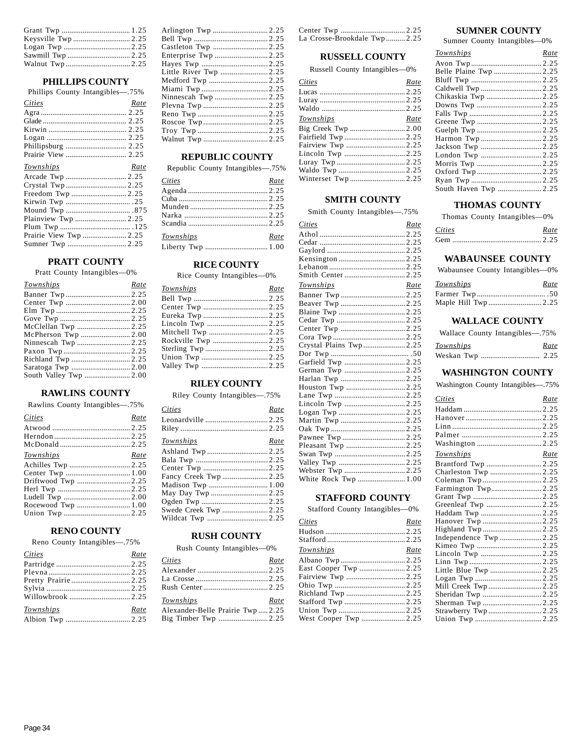| | |
|---|---|
| Grant Twp | 1.25 |
| Keysville Twp | 2.25 |
| Logan Twp | 2.25 |
| Sawmill Twp | 2.25 |
| Walnut Twp | 2.25 |

## PHILLIPS COUNTY

Phillips County Intangibles—.75%

| *Cities* | *Rate* |
|---|---|
| Agra | 2.25 |
| Glade | 2.25 |
| Kirwin | 2.25 |
| Logan | 2.25 |
| Phillipsburg | 2.25 |
| Prairie View | 2.25 |

| *Townships* | *Rate* |
|---|---|
| Arcade Twp | 2.25 |
| Crystal Twp | 2.25 |
| Freedom Twp | 2.25 |
| Kirwin Twp | .25 |
| Mound Twp | .875 |
| Plainview Twp | 2.25 |
| Plum Twp | .125 |
| Prairie View Twp | 2.25 |
| Sumner Twp | 2.25 |

## PRATT COUNTY

Pratt County Intangibles—0%

| *Townships* | *Rate* |
|---|---|
| Banner Twp | 2.25 |
| Center Twp | 2.00 |
| Elm Twp | 2.25 |
| Gove Twp | 2.25 |
| McClellan Twp | 2.25 |
| McPherson Twp | 2.00 |
| Ninnescah Twp | 2.25 |
| Paxon Twp | 2.25 |
| Richland Twp | 2.25 |
| Saratoga Twp | 2.00 |
| South Valley Twp | 2.00 |

## RAWLINS COUNTY

Rawlins County Intangibles—.75%

| *Cities* | *Rate* |
|---|---|
| Atwood | 2.25 |
| Herndon | 2.25 |
| McDonald | 2.25 |

| *Townships* | *Rate* |
|---|---|
| Achilles Twp | 2.25 |
| Center Twp | 1.00 |
| Driftwood Twp | 2.25 |
| Herl Twp | 2.25 |
| Ludell Twp | 2.00 |
| Rocewood Twp | 1.00 |
| Union Twp | 2.25 |

## RENO COUNTY

Reno County Intangibles—.75%

| *Cities* | *Rate* |
|---|---|
| Partridge | 2.25 |
| Plevna | 2.25 |
| Pretty Prairie | 2.25 |
| Sylvia | 2.25 |
| Willowbrook | 2.25 |

| *Townships* | *Rate* |
|---|---|
| Albion Twp | 2.25 |
| Arlington Twp | 2.25 |
| Bell Twp | 2.25 |
| Castleton Twp | 2.25 |
| Enterprise Twp | 2.25 |
| Hayes Twp | 2.25 |
| Little River Twp | 2.25 |
| Medford Twp | 2.25 |
| Miami Twp | 2.25 |
| Ninnescah Twp | 2.25 |
| Plevna Twp | 2.25 |
| Reno Twp | 2.25 |
| Roscoe Twp | 2.25 |
| Troy Twp | 2.25 |
| Walnut Twp | 2.25 |

## REPUBLIC COUNTY

Republic County Intangibles—.75%

| *Cities* | *Rate* |
|---|---|
| Agenda | 2.25 |
| Cuba | 2.25 |
| Munden | 2.25 |
| Narka | 2.25 |
| Scandia | 2.25 |

| *Townships* | *Rate* |
|---|---|
| Liberty Twp | 1.00 |

## RICE COUNTY

Rice County Intangibles—0%

| *Townships* | *Rate* |
|---|---|
| Bell Twp | 2.25 |
| Center Twp | 2.25 |
| Eureka Twp | 2.25 |
| Lincoln Twp | 2.25 |
| Mitchell Twp | 2.25 |
| Rockville Twp | 2.25 |
| Sterling Twp | 2.25 |
| Union Twp | 2.25 |
| Valley Twp | 2.25 |

## RILEY COUNTY

Riley County Intangibles—.75%

| *Cities* | *Rate* |
|---|---|
| Leonardville | 2.25 |
| Riley | 2.25 |

| *Townships* | *Rate* |
|---|---|
| Ashland Twp | 2.25 |
| Bala Twp | 2.25 |
| Center Twp | 2.25 |
| Fancy Creek Twp | 2.25 |
| Madison Twp | 1.00 |
| May Day Twp | 2.25 |
| Ogden Twp | 2.25 |
| Swede Creek Twp | 2.25 |
| Wildcat Twp | 2.25 |

## RUSH COUNTY

Rush County Intangibles—0%

| *Cities* | *Rate* |
|---|---|
| Alexander | 2.25 |
| La Crosse | 2.25 |
| Rush Center | 2.25 |

| *Townships* | *Rate* |
|---|---|
| Alexander-Belle Prairie Twp | 2.25 |
| Big Timber Twp | 2.25 |
| Center Twp | 2.25 |
| La Crosse-Brookdale Twp | 2.25 |

## RUSSELL COUNTY

Russell County Intangibles—0%

| *Cities* | *Rate* |
|---|---|
| Lucas | 2.25 |
| Luray | 2.25 |
| Waldo | 2.25 |

| *Townships* | *Rate* |
|---|---|
| Big Creek Twp | 2.00 |
| Fairfield Twp | 2.25 |
| Fairview Twp | 2.25 |
| Lincoln Twp | 2.25 |
| Luray Twp | 2.25 |
| Waldo Twp | 2.25 |
| Winterset Twp | 2.25 |

## SMITH COUNTY

Smith County Intangibles—.75%

| *Cities* | *Rate* |
|---|---|
| Athol | 2.25 |
| Cedar | 2.25 |
| Gaylord | 2.25 |
| Kensington | 2.25 |
| Lebanon | 2.25 |
| Smith Center | 2.25 |

| *Townships* | *Rate* |
|---|---|
| Banner Twp | 2.25 |
| Beaver Twp | 2.25 |
| Blaine Twp | 2.25 |
| Cedar Twp | 2.25 |
| Center Twp | 2.25 |
| Cora Twp | 2.25 |
| Crystal Plains Twp | 2.25 |
| Dor Twp | .50 |
| Garfield Twp | 2.25 |
| German Twp | 2.25 |
| Harlan Twp | 2.25 |
| Houston Twp | 2.25 |
| Lane Twp | 2.25 |
| Lincoln Twp | 2.25 |
| Logan Twp | 2.25 |
| Martin Twp | 2.25 |
| Oak Twp | 2.25 |
| Pawnee Twp | 2.25 |
| Pleasant Twp | 2.25 |
| Swan Twp | 2.25 |
| Valley Twp | 2.25 |
| Webster Twp | 2.25 |
| White Rock Twp | 1.00 |

## STAFFORD COUNTY

Stafford County Intangibles—0%

| *Cities* | *Rate* |
|---|---|
| Hudson | 2.25 |
| Stafford | 2.25 |

| *Townships* | *Rate* |
|---|---|
| Albano Twp | 2.25 |
| East Cooper Twp | 2.25 |
| Fairview Twp | 2.25 |
| Ohio Twp | 2.25 |
| Richland Twp | 2.25 |
| Stafford Twp | 2.25 |
| Union Twp | 2.25 |
| West Cooper Twp | 2.25 |

## SUMNER COUNTY

Sumner County Intangibles—0%

| *Townships* | *Rate* |
|---|---|
| Avon Twp | 2.25 |
| Belle Plaine Twp | 2.25 |
| Bluff Twp | 2.25 |
| Caldwell Twp | 2.25 |
| Chikaskia Twp | 2.25 |
| Downs Twp | 2.25 |
| Falls Twp | 2.25 |
| Greene Twp | 2.25 |
| Guelph Twp | 2.25 |
| Harmon Twp | 2.25 |
| Jackson Twp | 2.25 |
| London Twp | 2.25 |
| Morris Twp | 2.25 |
| Oxford Twp | 2.25 |
| Ryan Twp | 2.25 |
| South Haven Twp | 2.25 |

## THOMAS COUNTY

Thomas County Intangibles—0%

| *Cities* | *Rate* |
|---|---|
| Gem | 2.25 |

## WABAUNSEE COUNTY

Wabaunsee County Intangibles—0%

| *Townships* | *Rate* |
|---|---|
| Farmer Twp | .50 |
| Maple Hill Twp | 2.25 |

## WALLACE COUNTY

Wallace County Intangibles—.75%

| *Townships* | *Rate* |
|---|---|
| Weskan Twp | 2.25 |

## WASHINGTON COUNTY

Washington County Intangibles—.75%

| *Cities* | *Rate* |
|---|---|
| Haddam | 2.25 |
| Hanover | 2.25 |
| Linn | 2.25 |
| Palmer | 2.25 |
| Washington | 2.25 |

| *Townships* | *Rate* |
|---|---|
| Brantford Twp | 2.25 |
| Charleston Twp | 2.25 |
| Coleman Twp | 2.25 |
| Farmington Twp | 2.25 |
| Grant Twp | 2.25 |
| Greenleaf Twp | 2.25 |
| Haddam Twp | 2.25 |
| Hanover Twp | 2.25 |
| Highland Twp | 2.25 |
| Independence Twp | 2.25 |
| Kimeo Twp | 2.25 |
| Lincoln Twp | 2.25 |
| Linn Twp | 2.25 |
| Little Blue Twp | 2.25 |
| Logan Twp | 2.25 |
| Mill Creek Twp | 2.25 |
| Sheridan Twp | 2.25 |
| Sherman Twp | 2.25 |
| Strawberry Twp | 2.25 |
| Union Twp | 2.25 |